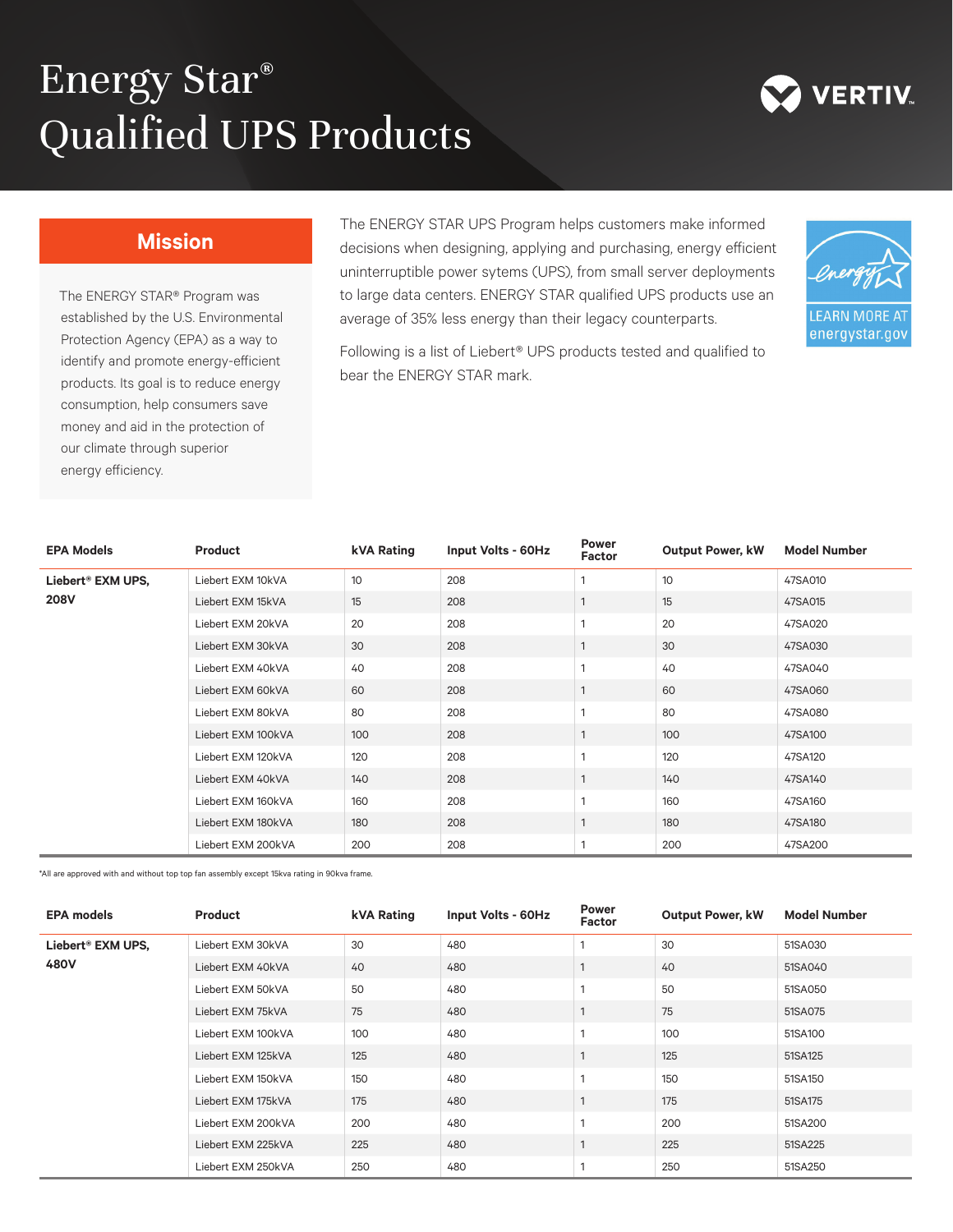# Energy Star®
# Qualified UPS Products

VERTIV

## Mission

The ENERGY STAR® Program was established by the U.S. Environmental Protection Agency (EPA) as a way to identify and promote energy-efficient products. Its goal is to reduce energy consumption, help consumers save money and aid in the protection of our climate through superior energy efficiency.

The ENERGY STAR UPS Program helps customers make informed decisions when designing, applying and purchasing, energy efficient uninterruptible power sytems (UPS), from small server deployments to large data centers. ENERGY STAR qualified UPS products use an average of 35% less energy than their legacy counterparts.

Following is a list of Liebert® UPS products tested and qualified to bear the ENERGY STAR mark.

LEARN MORE AT energystar.gov

| EPA Models | Product | kVA Rating | Input Volts - 60Hz | Power Factor | Output Power, kW | Model Number |
|---|---|---|---|---|---|---|
| **Liebert® EXM UPS, 208V** | Liebert EXM 10kVA | 10 | 208 | 1 | 10 | 47SA010 |
| | Liebert EXM 15kVA | 15 | 208 | 1 | 15 | 47SA015 |
| | Liebert EXM 20kVA | 20 | 208 | 1 | 20 | 47SA020 |
| | Liebert EXM 30kVA | 30 | 208 | 1 | 30 | 47SA030 |
| | Liebert EXM 40kVA | 40 | 208 | 1 | 40 | 47SA040 |
| | Liebert EXM 60kVA | 60 | 208 | 1 | 60 | 47SA060 |
| | Liebert EXM 80kVA | 80 | 208 | 1 | 80 | 47SA080 |
| | Liebert EXM 100kVA | 100 | 208 | 1 | 100 | 47SA100 |
| | Liebert EXM 120kVA | 120 | 208 | 1 | 120 | 47SA120 |
| | Liebert EXM 40kVA | 140 | 208 | 1 | 140 | 47SA140 |
| | Liebert EXM 160kVA | 160 | 208 | 1 | 160 | 47SA160 |
| | Liebert EXM 180kVA | 180 | 208 | 1 | 180 | 47SA180 |
| | Liebert EXM 200kVA | 200 | 208 | 1 | 200 | 47SA200 |

*All are approved with and without top top fan assembly except 15kva rating in 90kva frame.

| EPA models | Product | kVA Rating | Input Volts - 60Hz | Power Factor | Output Power, kW | Model Number |
|---|---|---|---|---|---|---|
| **Liebert® EXM UPS, 480V** | Liebert EXM 30kVA | 30 | 480 | 1 | 30 | 51SA030 |
| | Liebert EXM 40kVA | 40 | 480 | 1 | 40 | 51SA040 |
| | Liebert EXM 50kVA | 50 | 480 | 1 | 50 | 51SA050 |
| | Liebert EXM 75kVA | 75 | 480 | 1 | 75 | 51SA075 |
| | Liebert EXM 100kVA | 100 | 480 | 1 | 100 | 51SA100 |
| | Liebert EXM 125kVA | 125 | 480 | 1 | 125 | 51SA125 |
| | Liebert EXM 150kVA | 150 | 480 | 1 | 150 | 51SA150 |
| | Liebert EXM 175kVA | 175 | 480 | 1 | 175 | 51SA175 |
| | Liebert EXM 200kVA | 200 | 480 | 1 | 200 | 51SA200 |
| | Liebert EXM 225kVA | 225 | 480 | 1 | 225 | 51SA225 |
| | Liebert EXM 250kVA | 250 | 480 | 1 | 250 | 51SA250 |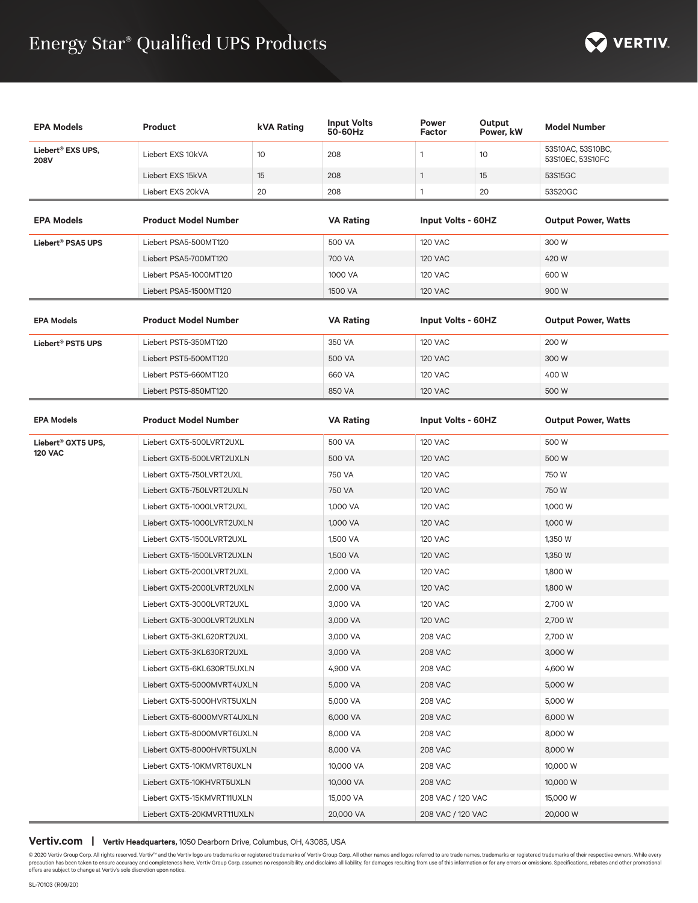# Energy Star® Qualified UPS Products

| EPA Models | Product | kVA Rating | Input Volts 50-60Hz | Power Factor | Output Power, kW | Model Number |
|---|---|---|---|---|---|---|
| Liebert® EXS UPS, 208V | Liebert EXS 10kVA | 10 | 208 | 1 | 10 | 53S10AC, 53S10BC, 53S10EC, 53S10FC |
| | Liebert EXS 15kVA | 15 | 208 | 1 | 15 | 53S15GC |
| | Liebert EXS 20kVA | 20 | 208 | 1 | 20 | 53S20GC |

| EPA Models | Product Model Number | VA Rating | Input Volts - 60HZ | Output Power, Watts |
|---|---|---|---|---|
| Liebert® PSA5 UPS | Liebert PSA5-500MT120 | 500 VA | 120 VAC | 300 W |
| | Liebert PSA5-700MT120 | 700 VA | 120 VAC | 420 W |
| | Liebert PSA5-1000MT120 | 1000 VA | 120 VAC | 600 W |
| | Liebert PSA5-1500MT120 | 1500 VA | 120 VAC | 900 W |

| EPA Models | Product Model Number | VA Rating | Input Volts - 60HZ | Output Power, Watts |
|---|---|---|---|---|
| Liebert® PST5 UPS | Liebert PST5-350MT120 | 350 VA | 120 VAC | 200 W |
| | Liebert PST5-500MT120 | 500 VA | 120 VAC | 300 W |
| | Liebert PST5-660MT120 | 660 VA | 120 VAC | 400 W |
| | Liebert PST5-850MT120 | 850 VA | 120 VAC | 500 W |

| EPA Models | Product Model Number | VA Rating | Input Volts - 60HZ | Output Power, Watts |
|---|---|---|---|---|
| Liebert® GXT5 UPS, 120 VAC | Liebert GXT5-500LVRT2UXL | 500 VA | 120 VAC | 500 W |
| | Liebert GXT5-500LVRT2UXLN | 500 VA | 120 VAC | 500 W |
| | Liebert GXT5-750LVRT2UXL | 750 VA | 120 VAC | 750 W |
| | Liebert GXT5-750LVRT2UXLN | 750 VA | 120 VAC | 750 W |
| | Liebert GXT5-1000LVRT2UXL | 1,000 VA | 120 VAC | 1,000 W |
| | Liebert GXT5-1000LVRT2UXLN | 1,000 VA | 120 VAC | 1,000 W |
| | Liebert GXT5-1500LVRT2UXL | 1,500 VA | 120 VAC | 1,350 W |
| | Liebert GXT5-1500LVRT2UXLN | 1,500 VA | 120 VAC | 1,350 W |
| | Liebert GXT5-2000LVRT2UXL | 2,000 VA | 120 VAC | 1,800 W |
| | Liebert GXT5-2000LVRT2UXLN | 2,000 VA | 120 VAC | 1,800 W |
| | Liebert GXT5-3000LVRT2UXL | 3,000 VA | 120 VAC | 2,700 W |
| | Liebert GXT5-3000LVRT2UXLN | 3,000 VA | 120 VAC | 2,700 W |
| | Liebert GXT5-3KL620RT2UXL | 3,000 VA | 208 VAC | 2,700 W |
| | Liebert GXT5-3KL630RT2UXL | 3,000 VA | 208 VAC | 3,000 W |
| | Liebert GXT5-6KL630RT5UXLN | 4,900 VA | 208 VAC | 4,600 W |
| | Liebert GXT5-5000MVRT4UXLN | 5,000 VA | 208 VAC | 5,000 W |
| | Liebert GXT5-5000HVRT5UXLN | 5,000 VA | 208 VAC | 5,000 W |
| | Liebert GXT5-6000MVRT4UXLN | 6,000 VA | 208 VAC | 6,000 W |
| | Liebert GXT5-8000MVRT6UXLN | 8,000 VA | 208 VAC | 8,000 W |
| | Liebert GXT5-8000HVRT5UXLN | 8,000 VA | 208 VAC | 8,000 W |
| | Liebert GXT5-10KMVRT6UXLN | 10,000 VA | 208 VAC | 10,000 W |
| | Liebert GXT5-10KHVRT5UXLN | 10,000 VA | 208 VAC | 10,000 W |
| | Liebert GXT5-15KMVRT11UXLN | 15,000 VA | 208 VAC / 120 VAC | 15,000 W |
| | Liebert GXT5-20KMVRT11UXLN | 20,000 VA | 208 VAC / 120 VAC | 20,000 W |

**Vertiv.com** | **Vertiv Headquarters,** 1050 Dearborn Drive, Columbus, OH, 43085, USA

© 2020 Vertiv Group Corp. All rights reserved. Vertiv™ and the Vertiv logo are trademarks or registered trademarks of Vertiv Group Corp. All other names and logos referred to are trade names, trademarks or registered trademarks of their respective owners. While every precaution has been taken to ensure accuracy and completeness here, Vertiv Group Corp. assumes no responsibility, and disclaims all liability, for damages resulting from use of this information or for any errors or omissions. Specifications, rebates and other promotional offers are subject to change at Vertiv's sole discretion upon notice.

SL-70103 (R09/20)